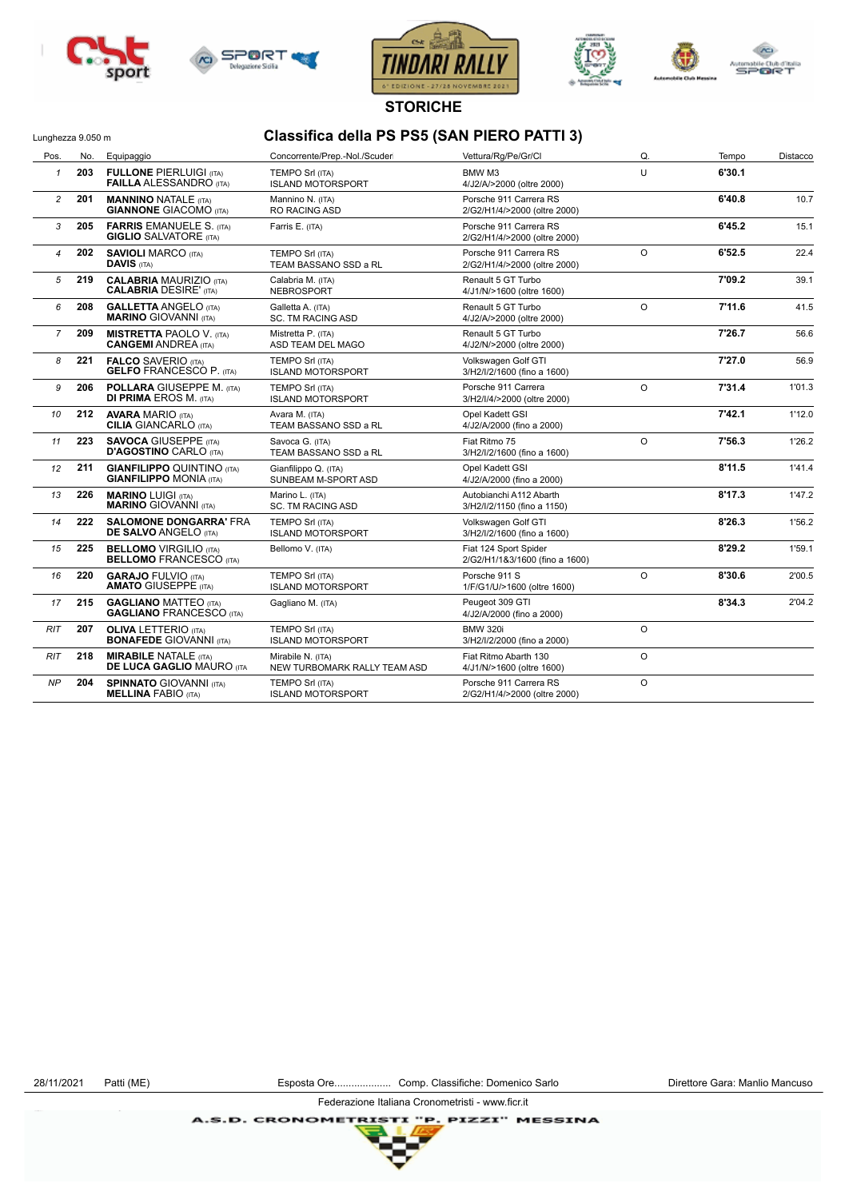## STORICHE

Lunghezza 9.050 m

# Classifica della PS PS5 (SAN PIERO PATTI 3)

| Pos. | No. | Equipaggio | Concorrente/Prep.-Nol./Scuder | Vettura/Rg/Pe/Gr/Cl | Q. | Tempo | Distacco |
|---|---|---|---|---|---|---|---|
| 1 | 203 | **FULLONE** PIERLUIGI (ITA) **FAILLA** ALESSANDRO (ITA) | TEMPO Srl (ITA) ISLAND MOTORSPORT | BMW M3 4/J2/A/>2000 (oltre 2000) | U | 6'30.1 | |
| 2 | 201 | **MANNINO** NATALE (ITA) **GIANNONE** GIACOMO (ITA) | Mannino N. (ITA) RO RACING ASD | Porsche 911 Carrera RS 2/G2/H1/4/>2000 (oltre 2000) | | 6'40.8 | 10.7 |
| 3 | 205 | **FARRIS** EMANUELE S. (ITA) **GIGLIO** SALVATORE (ITA) | Farris E. (ITA) | Porsche 911 Carrera RS 2/G2/H1/4/>2000 (oltre 2000) | | 6'45.2 | 15.1 |
| 4 | 202 | **SAVIOLI** MARCO (ITA) **DAVIS** (ITA) | TEMPO Srl (ITA) TEAM BASSANO SSD a RL | Porsche 911 Carrera RS 2/G2/H1/4/>2000 (oltre 2000) | O | 6'52.5 | 22.4 |
| 5 | 219 | **CALABRIA** MAURIZIO (ITA) **CALABRIA** DESIRE' (ITA) | Calabria M. (ITA) NEBROSPORT | Renault 5 GT Turbo 4/J1/N/>1600 (oltre 1600) | | 7'09.2 | 39.1 |
| 6 | 208 | **GALLETTA** ANGELO (ITA) **MARINO** GIOVANNI (ITA) | Galletta A. (ITA) SC. TM RACING ASD | Renault 5 GT Turbo 4/J2/A/>2000 (oltre 2000) | O | 7'11.6 | 41.5 |
| 7 | 209 | **MISTRETTA** PAOLO V. (ITA) **CANGEMI** ANDREA (ITA) | Mistretta P. (ITA) ASD TEAM DEL MAGO | Renault 5 GT Turbo 4/J2/N/>2000 (oltre 2000) | | 7'26.7 | 56.6 |
| 8 | 221 | **FALCO** SAVERIO (ITA) **GELFO** FRANCESCO P. (ITA) | TEMPO Srl (ITA) ISLAND MOTORSPORT | Volkswagen Golf GTI 3/H2/I/2/1600 (fino a 1600) | | 7'27.0 | 56.9 |
| 9 | 206 | **POLLARA** GIUSEPPE M. (ITA) **DI PRIMA** EROS M. (ITA) | TEMPO Srl (ITA) ISLAND MOTORSPORT | Porsche 911 Carrera 3/H2/I/4/>2000 (oltre 2000) | O | 7'31.4 | 1'01.3 |
| 10 | 212 | **AVARA** MARIO (ITA) **CILIA** GIANCARLO (ITA) | Avara M. (ITA) TEAM BASSANO SSD a RL | Opel Kadett GSI 4/J2/A/2000 (fino a 2000) | | 7'42.1 | 1'12.0 |
| 11 | 223 | **SAVOCA** GIUSEPPE (ITA) **D'AGOSTINO** CARLO (ITA) | Savoca G. (ITA) TEAM BASSANO SSD a RL | Fiat Ritmo 75 3/H2/I/2/1600 (fino a 1600) | O | 7'56.3 | 1'26.2 |
| 12 | 211 | **GIANFILIPPO** QUINTINO (ITA) **GIANFILIPPO** MONIA (ITA) | Gianfilippo Q. (ITA) SUNBEAM M-SPORT ASD | Opel Kadett GSI 4/J2/A/2000 (fino a 2000) | | 8'11.5 | 1'41.4 |
| 13 | 226 | **MARINO** LUIGI (ITA) **MARINO** GIOVANNI (ITA) | Marino L. (ITA) SC. TM RACING ASD | Autobianchi A112 Abarth 3/H2/I/2/1150 (fino a 1150) | | 8'17.3 | 1'47.2 |
| 14 | 222 | **SALOMONE DONGARRA'** FRA **DE SALVO** ANGELO (ITA) | TEMPO Srl (ITA) ISLAND MOTORSPORT | Volkswagen Golf GTI 3/H2/I/2/1600 (fino a 1600) | | 8'26.3 | 1'56.2 |
| 15 | 225 | **BELLOMO** VIRGILIO (ITA) **BELLOMO** FRANCESCO (ITA) | Bellomo V. (ITA) | Fiat 124 Sport Spider 2/G2/H1/1&3/1600 (fino a 1600) | | 8'29.2 | 1'59.1 |
| 16 | 220 | **GARAJO** FULVIO (ITA) **AMATO** GIUSEPPE (ITA) | TEMPO Srl (ITA) ISLAND MOTORSPORT | Porsche 911 S 1/F/G1/U/>1600 (oltre 1600) | O | 8'30.6 | 2'00.5 |
| 17 | 215 | **GAGLIANO** MATTEO (ITA) **GAGLIANO** FRANCESCO (ITA) | Gagliano M. (ITA) | Peugeot 309 GTI 4/J2/A/2000 (fino a 2000) | | 8'34.3 | 2'04.2 |
| RIT | 207 | **OLIVA** LETTERIO (ITA) **BONAFEDE** GIOVANNI (ITA) | TEMPO Srl (ITA) ISLAND MOTORSPORT | BMW 320i 3/H2/I/2/2000 (fino a 2000) | O | | |
| RIT | 218 | **MIRABILE** NATALE (ITA) **DE LUCA GAGLIO** MAURO (ITA | Mirabile N. (ITA) NEW TURBOMARK RALLY TEAM ASD | Fiat Ritmo Abarth 130 4/J1/N/>1600 (oltre 1600) | O | | |
| NP | 204 | **SPINNATO** GIOVANNI (ITA) **MELLINA** FABIO (ITA) | TEMPO Srl (ITA) ISLAND MOTORSPORT | Porsche 911 Carrera RS 2/G2/H1/4/>2000 (oltre 2000) | O | | |

28/11/2021 Patti (ME) Esposta Ore.................... Comp. Classifiche: Domenico Sarlo Direttore Gara: Manlio Mancuso

Federazione Italiana Cronometristi - www.ficr.it

A.S.D. CRONOMETRISTI "P. PIZZI" MESSINA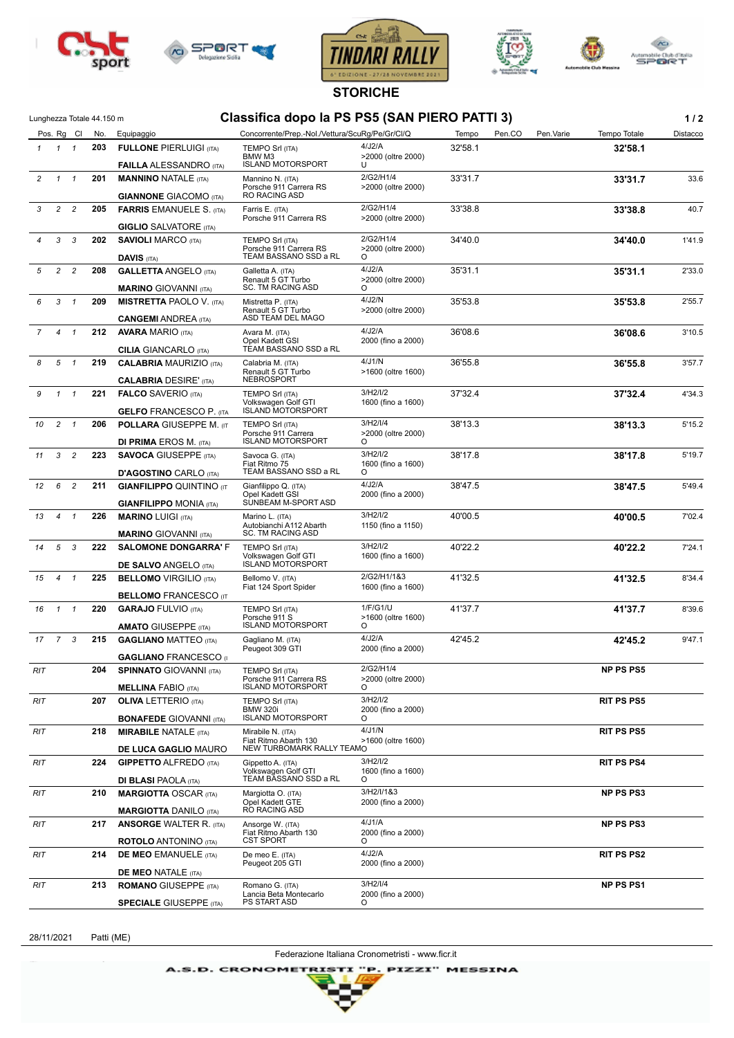# TINDARI RALLY

## STORICHE

Lunghezza Totale 44.150 m

## Classifica dopo la PS PS5 (SAN PIERO PATTI 3)

| Pos. | Rg | Cl | No. | Equipaggio | Concorrente/Prep.-Nol./Vettura/ScuRg/Pe/Gr/Cl/Q | | Tempo | Pen.CO | Pen.Varie | Tempo Totale | Distacco |
|---|---|---|---|---|---|---|---|---|---|---|---|
| 1 | 1 | 1 | 203 | **FULLONE** PIERLUIGI (ITA) **FAILLA** ALESSANDRO (ITA) | TEMPO Srl (ITA) BMW M3 ISLAND MOTORSPORT | 4/J2/A >2000 (oltre 2000) U | 32'58.1 | | | **32'58.1** | |
| 2 | 1 | 1 | 201 | **MANNINO** NATALE (ITA) **GIANNONE** GIACOMO (ITA) | Mannino N. (ITA) Porsche 911 Carrera RS RO RACING ASD | 2/G2/H1/4 >2000 (oltre 2000) | 33'31.7 | | | **33'31.7** | 33.6 |
| 3 | 2 | 2 | 205 | **FARRIS** EMANUELE S. (ITA) **GIGLIO** SALVATORE (ITA) | Farris E. (ITA) Porsche 911 Carrera RS | 2/G2/H1/4 >2000 (oltre 2000) | 33'38.8 | | | **33'38.8** | 40.7 |
| 4 | 3 | 3 | 202 | **SAVIOLI** MARCO (ITA) **DAVIS** (ITA) | TEMPO Srl (ITA) Porsche 911 Carrera RS TEAM BASSANO SSD a RL | 2/G2/H1/4 >2000 (oltre 2000) O | 34'40.0 | | | **34'40.0** | 1'41.9 |
| 5 | 2 | 2 | 208 | **GALLETTA** ANGELO (ITA) **MARINO** GIOVANNI (ITA) | Galletta A. (ITA) Renault 5 GT Turbo SC. TM RACING ASD | 4/J2/A >2000 (oltre 2000) O | 35'31.1 | | | **35'31.1** | 2'33.0 |
| 6 | 3 | 1 | 209 | **MISTRETTA** PAOLO V. (ITA) **CANGEMI** ANDREA (ITA) | Mistretta P. (ITA) Renault 5 GT Turbo ASD TEAM DEL MAGO | 4/J2/N >2000 (oltre 2000) | 35'53.8 | | | **35'53.8** | 2'55.7 |
| 7 | 4 | 1 | 212 | **AVARA** MARIO (ITA) **CILIA** GIANCARLO (ITA) | Avara M. (ITA) Opel Kadett GSI TEAM BASSANO SSD a RL | 4/J2/A 2000 (fino a 2000) | 36'08.6 | | | **36'08.6** | 3'10.5 |
| 8 | 5 | 1 | 219 | **CALABRIA** MAURIZIO (ITA) **CALABRIA** DESIRE' (ITA) | Calabria M. (ITA) Renault 5 GT Turbo NEBROSPORT | 4/J1/N >1600 (oltre 1600) | 36'55.8 | | | **36'55.8** | 3'57.7 |
| 9 | 1 | 1 | 221 | **FALCO** SAVERIO (ITA) **GELFO** FRANCESCO P. (ITA) | TEMPO Srl (ITA) Volkswagen Golf GTI ISLAND MOTORSPORT | 3/H2/I/2 1600 (fino a 1600) | 37'32.4 | | | **37'32.4** | 4'34.3 |
| 10 | 2 | 1 | 206 | **POLLARA** GIUSEPPE M. (IT **DI PRIMA** EROS M. (ITA) | TEMPO Srl (ITA) Porsche 911 Carrera ISLAND MOTORSPORT | 3/H2/I/4 >2000 (oltre 2000) O | 38'13.3 | | | **38'13.3** | 5'15.2 |
| 11 | 3 | 2 | 223 | **SAVOCA** GIUSEPPE (ITA) **D'AGOSTINO** CARLO (ITA) | Savoca G. (ITA) Fiat Ritmo 75 TEAM BASSANO SSD a RL | 3/H2/I/2 1600 (fino a 1600) O | 38'17.8 | | | **38'17.8** | 5'19.7 |
| 12 | 6 | 2 | 211 | **GIANFILIPPO** QUINTINO (IT **GIANFILIPPO** MONIA (ITA) | Gianfilippo Q. (ITA) Opel Kadett GSI SUNBEAM M-SPORT ASD | 4/J2/A 2000 (fino a 2000) | 38'47.5 | | | **38'47.5** | 5'49.4 |
| 13 | 4 | 1 | 226 | **MARINO** LUIGI (ITA) **MARINO** GIOVANNI (ITA) | Marino L. (ITA) Autobianchi A112 Abarth SC. TM RACING ASD | 3/H2/I/2 1150 (fino a 1150) | 40'00.5 | | | **40'00.5** | 7'02.4 |
| 14 | 5 | 3 | 222 | **SALOMONE DONGARRA'** F **DE SALVO** ANGELO (ITA) | TEMPO Srl (ITA) Volkswagen Golf GTI ISLAND MOTORSPORT | 3/H2/I/2 1600 (fino a 1600) | 40'22.2 | | | **40'22.2** | 7'24.1 |
| 15 | 4 | 1 | 225 | **BELLOMO** VIRGILIO (ITA) **BELLOMO** FRANCESCO (IT | Bellomo V. (ITA) Fiat 124 Sport Spider | 2/G2/H1/1&3 1600 (fino a 1600) | 41'32.5 | | | **41'32.5** | 8'34.4 |
| 16 | 1 | 1 | 220 | **GARAJO** FULVIO (ITA) **AMATO** GIUSEPPE (ITA) | TEMPO Srl (ITA) Porsche 911 S ISLAND MOTORSPORT | 1/F/G1/U >1600 (oltre 1600) O | 41'37.7 | | | **41'37.7** | 8'39.6 |
| 17 | 7 | 3 | 215 | **GAGLIANO** MATTEO (ITA) **GAGLIANO** FRANCESCO (I | Gagliano M. (ITA) Peugeot 309 GTI | 4/J2/A 2000 (fino a 2000) | 42'45.2 | | | **42'45.2** | 9'47.1 |
| RIT | | | 204 | **SPINNATO** GIOVANNI (ITA) **MELLINA** FABIO (ITA) | TEMPO Srl (ITA) Porsche 911 Carrera RS ISLAND MOTORSPORT | 2/G2/H1/4 >2000 (oltre 2000) O | | | | **NP PS PS5** | |
| RIT | | | 207 | **OLIVA** LETTERIO (ITA) **BONAFEDE** GIOVANNI (ITA) | TEMPO Srl (ITA) BMW 320i ISLAND MOTORSPORT | 3/H2/I/2 2000 (fino a 2000) O | | | | **RIT PS PS5** | |
| RIT | | | 218 | **MIRABILE** NATALE (ITA) **DE LUCA GAGLIO** MAURO | Mirabile N. (ITA) Fiat Ritmo Abarth 130 NEW TURBOMARK RALLY TEAMO | 4/J1/N >1600 (oltre 1600) | | | | **RIT PS PS5** | |
| RIT | | | 224 | **GIPPETTO** ALFREDO (ITA) **DI BLASI** PAOLA (ITA) | Gippetto A. (ITA) Volkswagen Golf GTI TEAM BASSANO SSD a RL | 3/H2/I/2 1600 (fino a 1600) O | | | | **RIT PS PS4** | |
| RIT | | | 210 | **MARGIOTTA** OSCAR (ITA) **MARGIOTTA** DANILO (ITA) | Margiotta O. (ITA) Opel Kadett GTE RO RACING ASD | 3/H2/I/1&3 2000 (fino a 2000) | | | | **NP PS PS3** | |
| RIT | | | 217 | **ANSORGE** WALTER R. (ITA) **ROTOLO** ANTONINO (ITA) | Ansorge W. (ITA) Fiat Ritmo Abarth 130 CST SPORT | 4/J1/A 2000 (fino a 2000) O | | | | **NP PS PS3** | |
| RIT | | | 214 | **DE MEO** EMANUELE (ITA) **DE MEO** NATALE (ITA) | De meo E. (ITA) Peugeot 205 GTI | 4/J2/A 2000 (fino a 2000) | | | | **RIT PS PS2** | |
| RIT | | | 213 | **ROMANO** GIUSEPPE (ITA) **SPECIALE** GIUSEPPE (ITA) | Romano G. (ITA) Lancia Beta Montecarlo PS START ASD | 3/H2/I/4 2000 (fino a 2000) O | | | | **NP PS PS1** | |

28/11/2021 Patti (ME)

Federazione Italiana Cronometristi - www.ficr.it

A.S.D. CRONOMETRISTI "P. PIZZI" MESSINA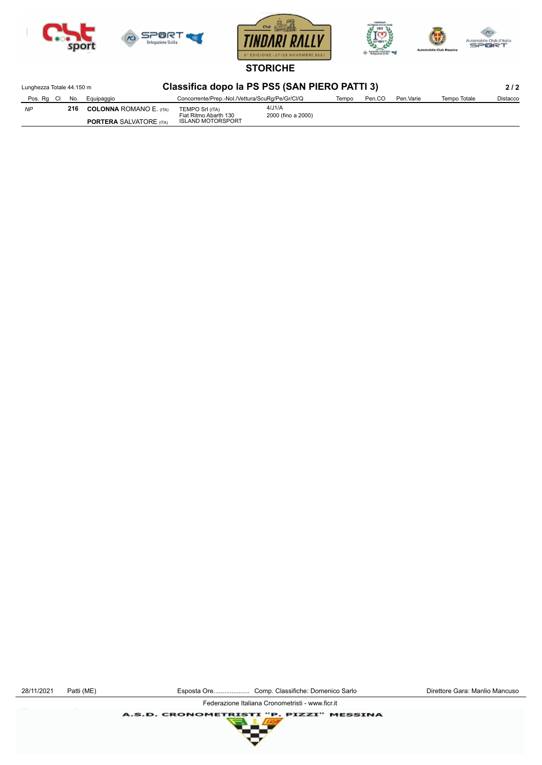## STORICHE

Lunghezza Totale 44.150 m

# Classifica dopo la PS PS5 (SAN PIERO PATTI 3)

| Pos. | Rg | Cl | No. | Equipaggio | Concorrente/Prep.-Nol./Vettura/ScuRg/Pe/Gr/Cl/Q | | Tempo | Pen.CO | Pen.Varie | Tempo Totale | Distacco |
|---|---|---|---|---|---|---|---|---|---|---|---|
| *NP* | | | **216** | **COLONNA** ROMANO E. (ITA)<br>**PORTERA** SALVATORE (ITA) | TEMPO Srl (ITA)<br>Fiat Ritmo Abarth 130<br>ISLAND MOTORSPORT | 4/J1/A<br>2000 (fino a 2000) | | | | | |

28/11/2021 Patti (ME) Esposta Ore.................... Comp. Classifiche: Domenico Sarlo Direttore Gara: Manlio Mancuso

Federazione Italiana Cronometristi - www.ficr.it

A.S.D. CRONOMETRISTI "P. PIZZI" MESSINA